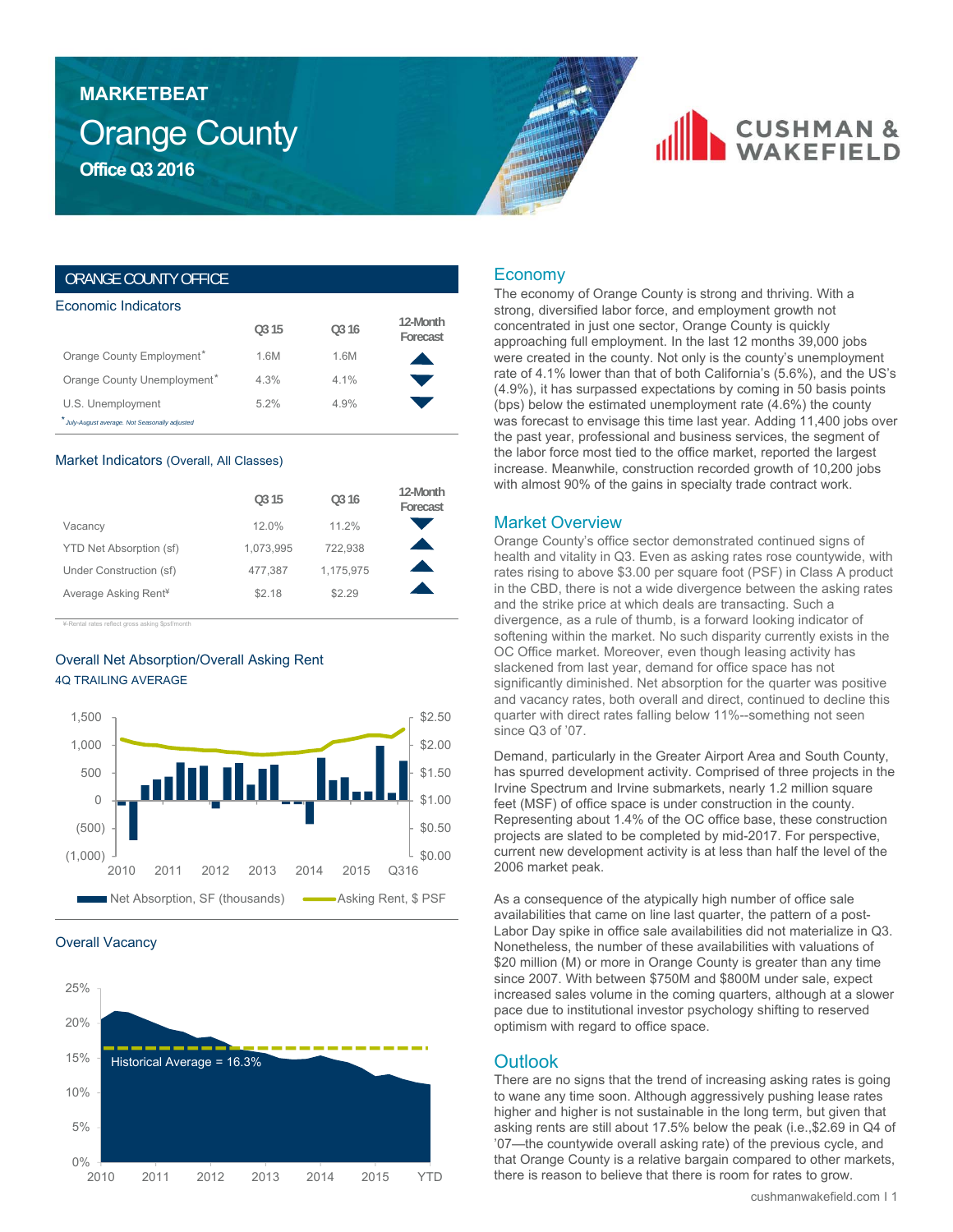# MARKETBEAT

# Orange County

## Office Q3 2016

CUSHMAN & WAKEFIELD

## ORANGE COUNTY OFFICE

### Economic Indicators

| | Q3 15 | Q3 16 | 12-Month Forecast |
|---|---|---|---|
| Orange County Employment* | 1.6M | 1.6M | ▲ |
| Orange County Unemployment* | 4.3% | 4.1% | ▼ |
| U.S. Unemployment | 5.2% | 4.9% | ▼ |

*July-August average. Not Seasonally adjusted

### Market Indicators (Overall, All Classes)

| | Q3 15 | Q3 16 | 12-Month Forecast |
|---|---|---|---|
| Vacancy | 12.0% | 11.2% | ▼ |
| YTD Net Absorption (sf) | 1,073,995 | 722,938 | ▲ |
| Under Construction (sf) | 477,387 | 1,175,975 | ▲ |
| Average Asking Rent¥ | $2.18 | $2.29 | ▲ |

¥-Rental rates reflect gross asking $psf/month

### Overall Net Absorption/Overall Asking Rent

4Q TRAILING AVERAGE

Net Absorption, SF (thousands) / Asking Rent, $ PSF

### Overall Vacancy

Historical Average = 16.3%

## Economy

The economy of Orange County is strong and thriving. With a strong, diversified labor force, and employment growth not concentrated in just one sector, Orange County is quickly approaching full employment. In the last 12 months 39,000 jobs were created in the county. Not only is the county's unemployment rate of 4.1% lower than that of both California's (5.6%), and the US's (4.9%), it has surpassed expectations by coming in 50 basis points (bps) below the estimated unemployment rate (4.6%) the county was forecast to envisage this time last year. Adding 11,400 jobs over the past year, professional and business services, the segment of the labor force most tied to the office market, reported the largest increase. Meanwhile, construction recorded growth of 10,200 jobs with almost 90% of the gains in specialty trade contract work.

## Market Overview

Orange County's office sector demonstrated continued signs of health and vitality in Q3. Even as asking rates rose countywide, with rates rising to above $3.00 per square foot (PSF) in Class A product in the CBD, there is not a wide divergence between the asking rates and the strike price at which deals are transacting. Such a divergence, as a rule of thumb, is a forward looking indicator of softening within the market. No such disparity currently exists in the OC Office market. Moreover, even though leasing activity has slackened from last year, demand for office space has not significantly diminished. Net absorption for the quarter was positive and vacancy rates, both overall and direct, continued to decline this quarter with direct rates falling below 11%--something not seen since Q3 of '07.

Demand, particularly in the Greater Airport Area and South County, has spurred development activity. Comprised of three projects in the Irvine Spectrum and Irvine submarkets, nearly 1.2 million square feet (MSF) of office space is under construction in the county. Representing about 1.4% of the OC office base, these construction projects are slated to be completed by mid-2017. For perspective, current new development activity is at less than half the level of the 2006 market peak.

As a consequence of the atypically high number of office sale availabilities that came on line last quarter, the pattern of a post-Labor Day spike in office sale availabilities did not materialize in Q3. Nonetheless, the number of these availabilities with valuations of $20 million (M) or more in Orange County is greater than any time since 2007. With between $750M and $800M under sale, expect increased sales volume in the coming quarters, although at a slower pace due to institutional investor psychology shifting to reserved optimism with regard to office space.

## Outlook

There are no signs that the trend of increasing asking rates is going to wane any time soon. Although aggressively pushing lease rates higher and higher is not sustainable in the long term, but given that asking rents are still about 17.5% below the peak (i.e.,$2.69 in Q4 of '07—the countywide overall asking rate) of the previous cycle, and that Orange County is a relative bargain compared to other markets, there is reason to believe that there is room for rates to grow.

cushmanwakefield.com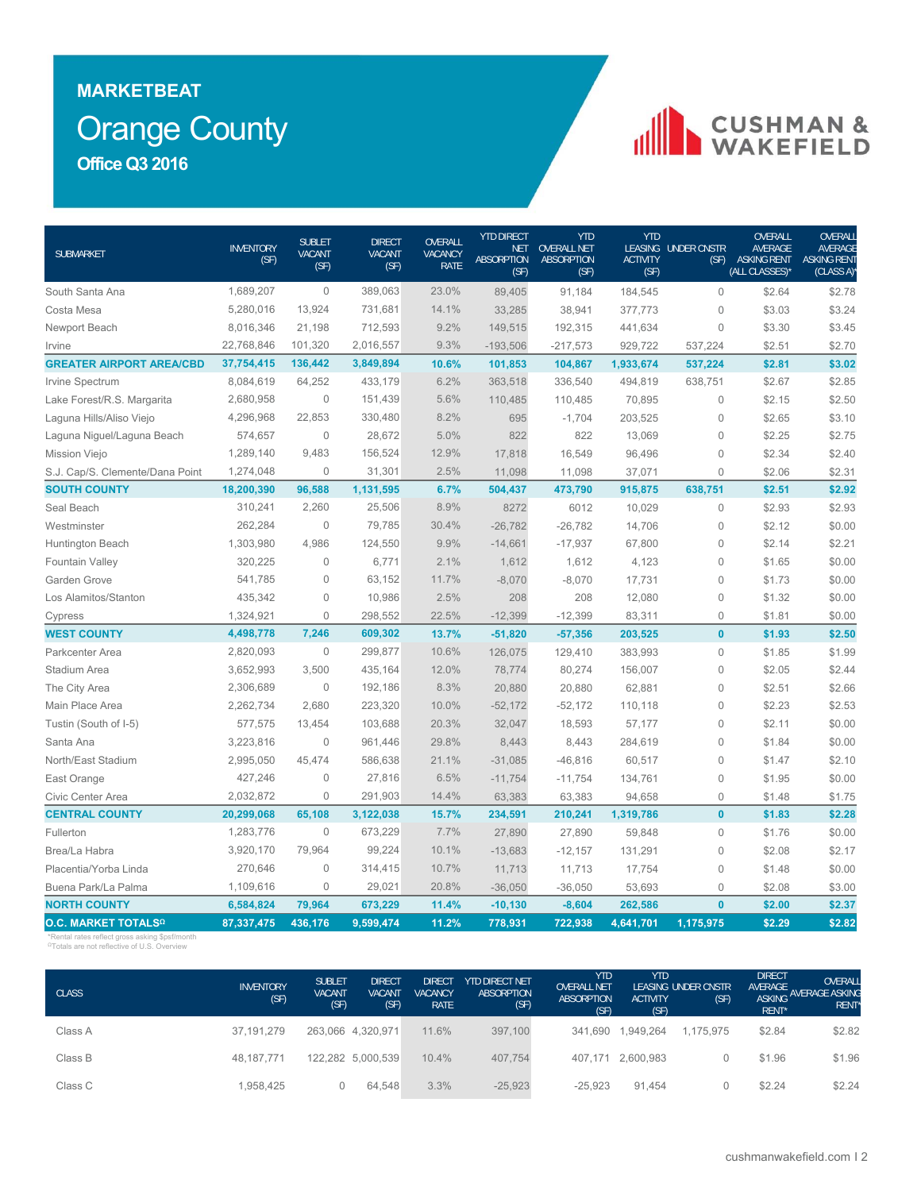# MARKETBEAT

# Orange County

## Office Q3 2016

| SUBMARKET | INVENTORY (SF) | SUBLET VACANT (SF) | DIRECT VACANT (SF) | OVERALL VACANCY RATE | YTD DIRECT NET ABSORPTION (SF) | YTD OVERALL NET ABSORPTION (SF) | YTD LEASING ACTIVITY (SF) | UNDER CNSTR (SF) | OVERALL AVERAGE ASKING RENT (ALL CLASSES)* | OVERALL AVERAGE ASKING RENT (CLASS A)* |
|---|---|---|---|---|---|---|---|---|---|---|
| South Santa Ana | 1,689,207 | 0 | 389,063 | 23.0% | 89,405 | 91,184 | 184,545 | 0 | $2.64 | $2.78 |
| Costa Mesa | 5,280,016 | 13,924 | 731,681 | 14.1% | 33,285 | 38,941 | 377,773 | 0 | $3.03 | $3.24 |
| Newport Beach | 8,016,346 | 21,198 | 712,593 | 9.2% | 149,515 | 192,315 | 441,634 | 0 | $3.30 | $3.45 |
| Irvine | 22,768,846 | 101,320 | 2,016,557 | 9.3% | -193,506 | -217,573 | 929,722 | 537,224 | $2.51 | $2.70 |
| **GREATER AIRPORT AREA/CBD** | **37,754,415** | **136,442** | **3,849,894** | **10.6%** | **101,853** | **104,867** | **1,933,674** | **537,224** | **$2.81** | **$3.02** |
| Irvine Spectrum | 8,084,619 | 64,252 | 433,179 | 6.2% | 363,518 | 336,540 | 494,819 | 638,751 | $2.67 | $2.85 |
| Lake Forest/R.S. Margarita | 2,680,958 | 0 | 151,439 | 5.6% | 110,485 | 110,485 | 70,895 | 0 | $2.15 | $2.50 |
| Laguna Hills/Aliso Viejo | 4,296,968 | 22,853 | 330,480 | 8.2% | 695 | -1,704 | 203,525 | 0 | $2.65 | $3.10 |
| Laguna Niguel/Laguna Beach | 574,657 | 0 | 28,672 | 5.0% | 822 | 822 | 13,069 | 0 | $2.25 | $2.75 |
| Mission Viejo | 1,289,140 | 9,483 | 156,524 | 12.9% | 17,818 | 16,549 | 96,496 | 0 | $2.34 | $2.40 |
| S.J. Cap/S. Clemente/Dana Point | 1,274,048 | 0 | 31,301 | 2.5% | 11,098 | 11,098 | 37,071 | 0 | $2.06 | $2.31 |
| **SOUTH COUNTY** | **18,200,390** | **96,588** | **1,131,595** | **6.7%** | **504,437** | **473,790** | **915,875** | **638,751** | **$2.51** | **$2.92** |
| Seal Beach | 310,241 | 2,260 | 25,506 | 8.9% | 8272 | 6012 | 10,029 | 0 | $2.93 | $2.93 |
| Westminster | 262,284 | 0 | 79,785 | 30.4% | -26,782 | -26,782 | 14,706 | 0 | $2.12 | $0.00 |
| Huntington Beach | 1,303,980 | 4,986 | 124,550 | 9.9% | -14,661 | -17,937 | 67,800 | 0 | $2.14 | $2.21 |
| Fountain Valley | 320,225 | 0 | 6,771 | 2.1% | 1,612 | 1,612 | 4,123 | 0 | $1.65 | $0.00 |
| Garden Grove | 541,785 | 0 | 63,152 | 11.7% | -8,070 | -8,070 | 17,731 | 0 | $1.73 | $0.00 |
| Los Alamitos/Stanton | 435,342 | 0 | 10,986 | 2.5% | 208 | 208 | 12,080 | 0 | $1.32 | $0.00 |
| Cypress | 1,324,921 | 0 | 298,552 | 22.5% | -12,399 | -12,399 | 83,311 | 0 | $1.81 | $0.00 |
| **WEST COUNTY** | **4,498,778** | **7,246** | **609,302** | **13.7%** | **-51,820** | **-57,356** | **203,525** | **0** | **$1.93** | **$2.50** |
| Parkcenter Area | 2,820,093 | 0 | 299,877 | 10.6% | 126,075 | 129,410 | 383,993 | 0 | $1.85 | $1.99 |
| Stadium Area | 3,652,993 | 3,500 | 435,164 | 12.0% | 78,774 | 80,274 | 156,007 | 0 | $2.05 | $2.44 |
| The City Area | 2,306,689 | 0 | 192,186 | 8.3% | 20,880 | 20,880 | 62,881 | 0 | $2.51 | $2.66 |
| Main Place Area | 2,262,734 | 2,680 | 223,320 | 10.0% | -52,172 | -52,172 | 110,118 | 0 | $2.23 | $2.53 |
| Tustin (South of I-5) | 577,575 | 13,454 | 103,688 | 20.3% | 32,047 | 18,593 | 57,177 | 0 | $2.11 | $0.00 |
| Santa Ana | 3,223,816 | 0 | 961,446 | 29.8% | 8,443 | 8,443 | 284,619 | 0 | $1.84 | $0.00 |
| North/East Stadium | 2,995,050 | 45,474 | 586,638 | 21.1% | -31,085 | -46,816 | 60,517 | 0 | $1.47 | $2.10 |
| East Orange | 427,246 | 0 | 27,816 | 6.5% | -11,754 | -11,754 | 134,761 | 0 | $1.95 | $0.00 |
| Civic Center Area | 2,032,872 | 0 | 291,903 | 14.4% | 63,383 | 63,383 | 94,658 | 0 | $1.48 | $1.75 |
| **CENTRAL COUNTY** | **20,299,068** | **65,108** | **3,122,038** | **15.7%** | **234,591** | **210,241** | **1,319,786** | **0** | **$1.83** | **$2.28** |
| Fullerton | 1,283,776 | 0 | 673,229 | 7.7% | 27,890 | 27,890 | 59,848 | 0 | $1.76 | $0.00 |
| Brea/La Habra | 3,920,170 | 79,964 | 99,224 | 10.1% | -13,683 | -12,157 | 131,291 | 0 | $2.08 | $2.17 |
| Placentia/Yorba Linda | 270,646 | 0 | 314,415 | 10.7% | 11,713 | 11,713 | 17,754 | 0 | $1.48 | $0.00 |
| Buena Park/La Palma | 1,109,616 | 0 | 29,021 | 20.8% | -36,050 | -36,050 | 53,693 | 0 | $2.08 | $3.00 |
| **NORTH COUNTY** | **6,584,824** | **79,964** | **673,229** | **11.4%** | **-10,130** | **-8,604** | **262,586** | **0** | **$2.00** | **$2.37** |
| **O.C. MARKET TOTALSΩ** | **87,337,475** | **436,176** | **9,599,474** | **11.2%** | **778,931** | **722,938** | **4,641,701** | **1,175,975** | **$2.29** | **$2.82** |

*Rental rates reflect gross asking $psf/month
ΩTotals are not reflective of U.S. Overview

| CLASS | INVENTORY (SF) | SUBLET VACANT (SF) | DIRECT VACANT (SF) | DIRECT VACANCY RATE | YTD DIRECT NET ABSORPTION (SF) | YTD OVERALL NET ABSORPTION (SF) | YTD LEASING ACTIVITY (SF) | UNDER CNSTR (SF) | DIRECT AVERAGE ASKING RENT* | OVERALL AVERAGE ASKING RENT* |
|---|---|---|---|---|---|---|---|---|---|---|
| Class A | 37,191,279 | 263,066 | 4,320,971 | 11.6% | 397,100 | 341,690 | 1,949,264 | 1,175,975 | $2.84 | $2.82 |
| Class B | 48,187,771 | 122,282 | 5,000,539 | 10.4% | 407,754 | 407,171 | 2,600,983 | 0 | $1.96 | $1.96 |
| Class C | 1,958,425 | 0 | 64,548 | 3.3% | -25,923 | -25,923 | 91,454 | 0 | $2.24 | $2.24 |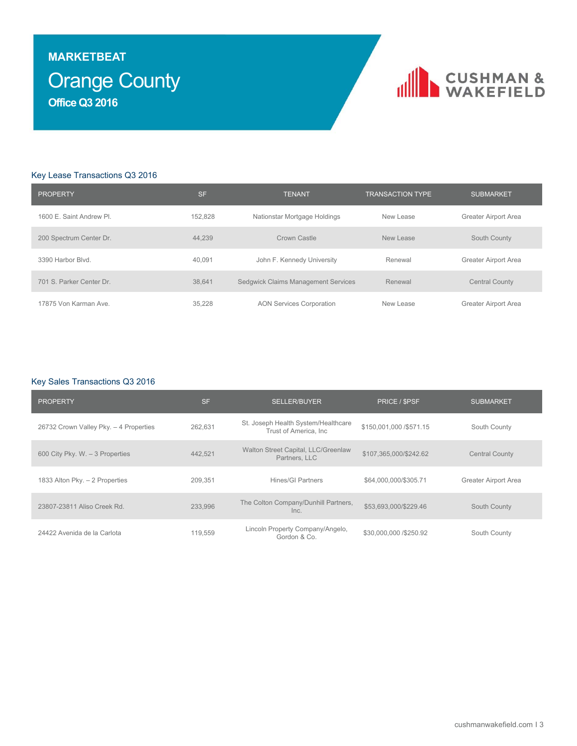**MARKETBEAT**

# Orange County

**Office Q3 2016**

CUSHMAN & WAKEFIELD

## Key Lease Transactions Q3 2016

| PROPERTY | SF | TENANT | TRANSACTION TYPE | SUBMARKET |
|---|---|---|---|---|
| 1600 E. Saint Andrew Pl. | 152,828 | Nationstar Mortgage Holdings | New Lease | Greater Airport Area |
| 200 Spectrum Center Dr. | 44,239 | Crown Castle | New Lease | South County |
| 3390 Harbor Blvd. | 40,091 | John F. Kennedy University | Renewal | Greater Airport Area |
| 701 S. Parker Center Dr. | 38,641 | Sedgwick Claims Management Services | Renewal | Central County |
| 17875 Von Karman Ave. | 35,228 | AON Services Corporation | New Lease | Greater Airport Area |

## Key Sales Transactions Q3 2016

| PROPERTY | SF | SELLER/BUYER | PRICE / $PSF | SUBMARKET |
|---|---|---|---|---|
| 26732 Crown Valley Pky. – 4 Properties | 262,631 | St. Joseph Health System/Healthcare Trust of America, Inc | $150,001,000 /$571.15 | South County |
| 600 City Pky. W. – 3 Properties | 442,521 | Walton Street Capital, LLC/Greenlaw Partners, LLC | $107,365,000/$242.62 | Central County |
| 1833 Alton Pky. – 2 Properties | 209,351 | Hines/GI Partners | $64,000,000/$305.71 | Greater Airport Area |
| 23807-23811 Aliso Creek Rd. | 233,996 | The Colton Company/Dunhill Partners, Inc. | $53,693,000/$229.46 | South County |
| 24422 Avenida de la Carlota | 119,559 | Lincoln Property Company/Angelo, Gordon & Co. | $30,000,000 /$250.92 | South County |

cushmanwakefield.com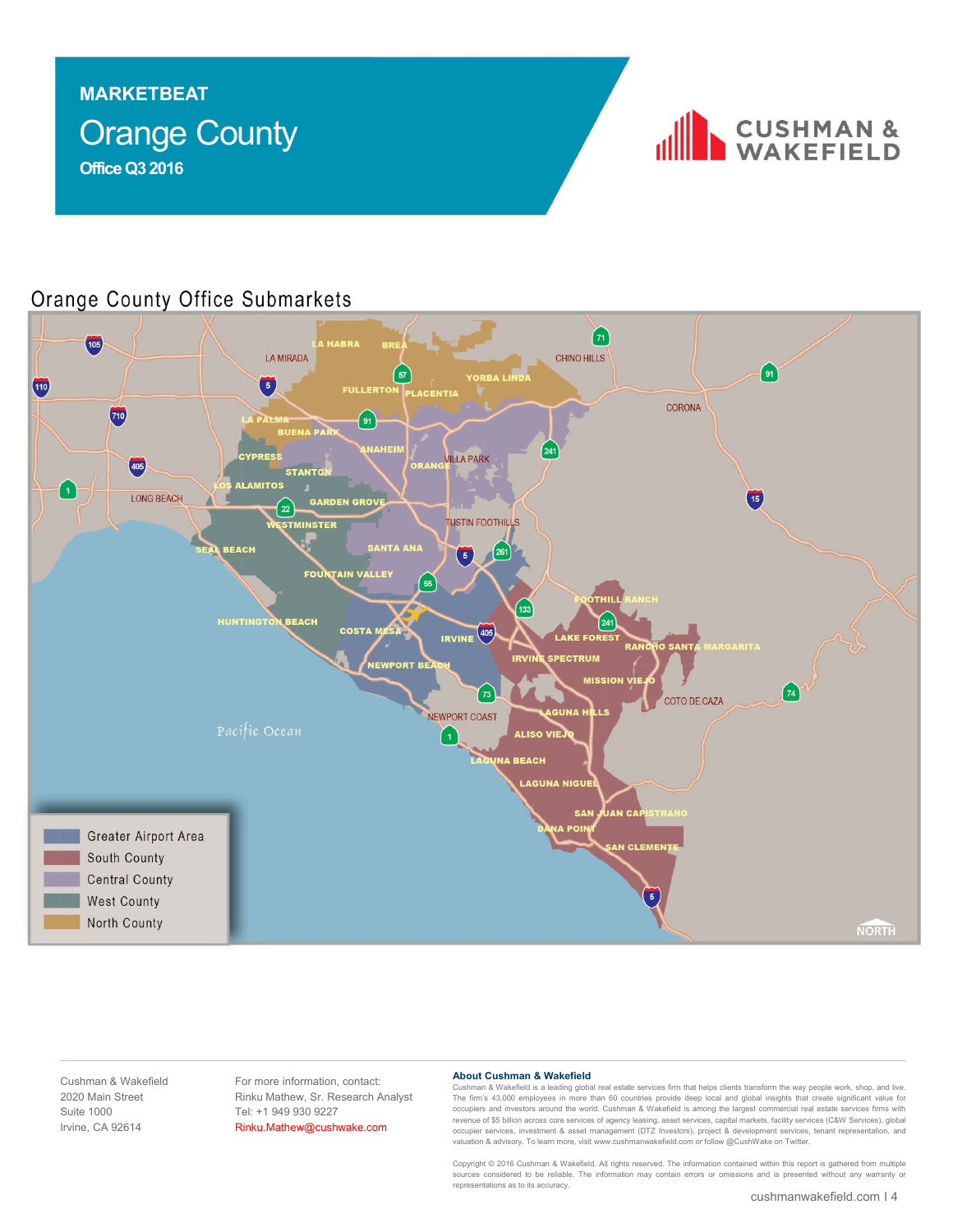**MARKETBEAT**

# Orange County

**Office Q3 2016**

## Orange County Office Submarkets

Greater Airport Area

South County

Central County

West County

North County

Cushman & Wakefield
2020 Main Street
Suite 1000
Irvine, CA 92614

For more information, contact:
Rinku Mathew, Sr. Research Analyst
Tel: +1 949 930 9227
Rinku.Mathew@cushwake.com

**About Cushman & Wakefield**

Cushman & Wakefield is a leading global real estate services firm that helps clients transform the way people work, shop, and live. The firm's 43,000 employees in more than 60 countries provide deep local and global insights that create significant value for occupiers and investors around the world. Cushman & Wakefield is among the largest commercial real estate services firms with revenue of $5 billion across core services of agency leasing, asset services, capital markets, facility services (C&W Services), global occupier services, investment & asset management (DTZ Investors), project & development services, tenant representation, and valuation & advisory. To learn more, visit www.cushmanwakefield.com or follow @CushWake on Twitter.

Copyright © 2016 Cushman & Wakefield. All rights reserved. The information contained within this report is gathered from multiple sources considered to be reliable. The information may contain errors or omissions and is presented without any warranty or representations as to its accuracy.